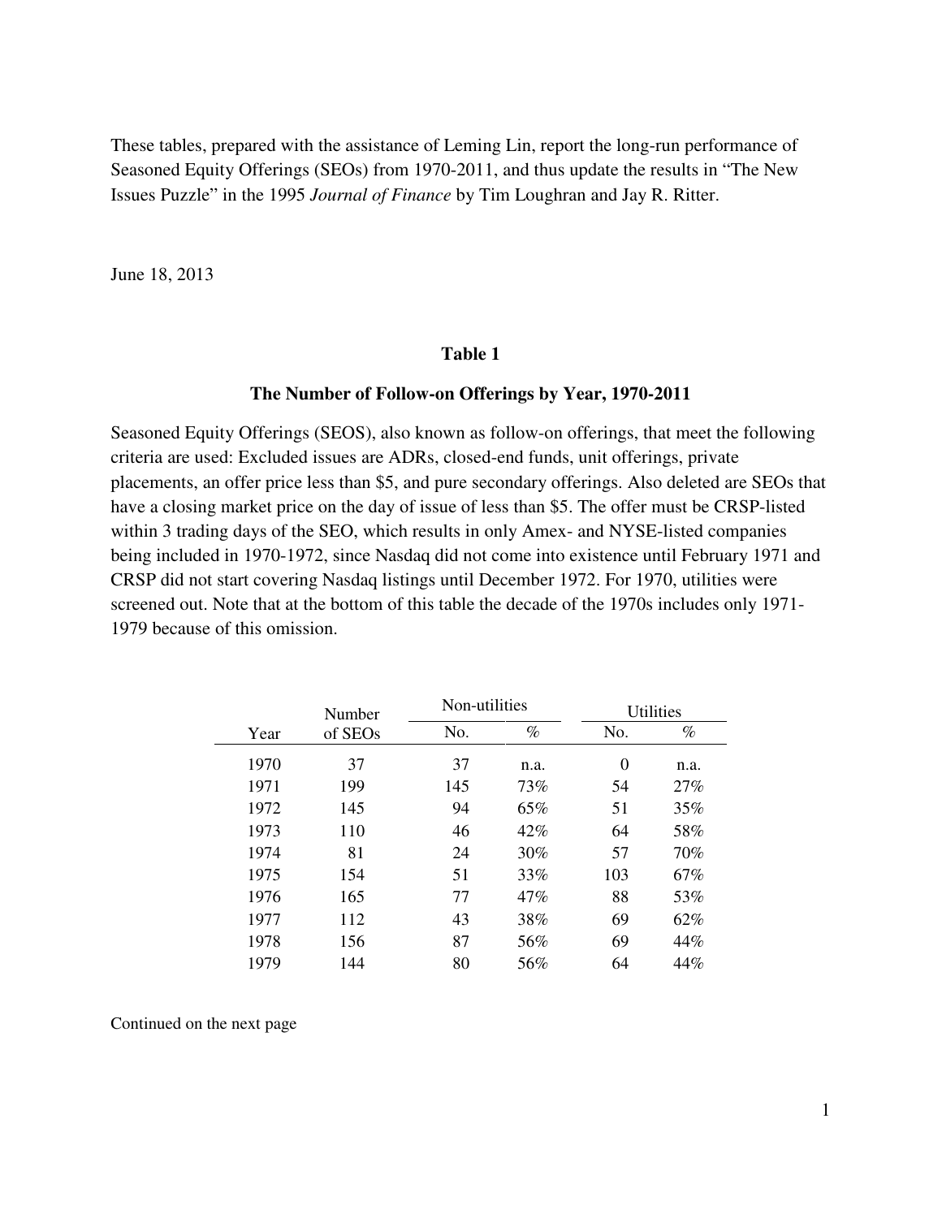These tables, prepared with the assistance of Leming Lin, report the long-run performance of Seasoned Equity Offerings (SEOs) from 1970-2011, and thus update the results in "The New Issues Puzzle" in the 1995 *Journal of Finance* by Tim Loughran and Jay R. Ritter.

June 18, 2013

## Table 1

### The Number of Follow-on Offerings by Year, 1970-2011

Seasoned Equity Offerings (SEOS), also known as follow-on offerings, that meet the following criteria are used: Excluded issues are ADRs, closed-end funds, unit offerings, private placements, an offer price less than $5, and pure secondary offerings. Also deleted are SEOs that have a closing market price on the day of issue of less than $5. The offer must be CRSP-listed within 3 trading days of the SEO, which results in only Amex- and NYSE-listed companies being included in 1970-1972, since Nasdaq did not come into existence until February 1971 and CRSP did not start covering Nasdaq listings until December 1972. For 1970, utilities were screened out. Note that at the bottom of this table the decade of the 1970s includes only 1971-1979 because of this omission.

| Year | Number of SEOs | Non-utilities | | Utilities | |
|---|---|---|---|---|---|
| | | No. | % | No. | % |
| 1970 | 37 | 37 | n.a. | 0 | n.a. |
| 1971 | 199 | 145 | 73% | 54 | 27% |
| 1972 | 145 | 94 | 65% | 51 | 35% |
| 1973 | 110 | 46 | 42% | 64 | 58% |
| 1974 | 81 | 24 | 30% | 57 | 70% |
| 1975 | 154 | 51 | 33% | 103 | 67% |
| 1976 | 165 | 77 | 47% | 88 | 53% |
| 1977 | 112 | 43 | 38% | 69 | 62% |
| 1978 | 156 | 87 | 56% | 69 | 44% |
| 1979 | 144 | 80 | 56% | 64 | 44% |

Continued on the next page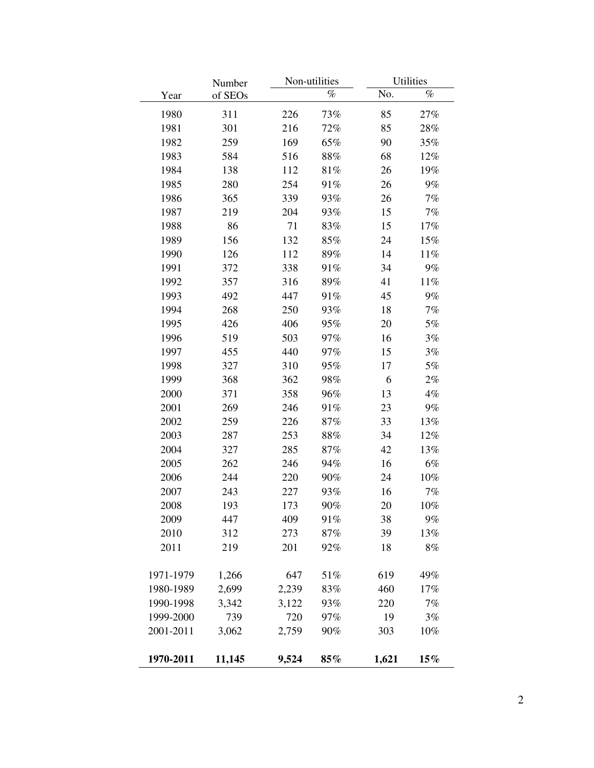| Year | Number of SEOs | Non-utilities | | Utilities | |
|---|---|---|---|---|---|
| | | | % | No. | % |
| 1980 | 311 | 226 | 73% | 85 | 27% |
| 1981 | 301 | 216 | 72% | 85 | 28% |
| 1982 | 259 | 169 | 65% | 90 | 35% |
| 1983 | 584 | 516 | 88% | 68 | 12% |
| 1984 | 138 | 112 | 81% | 26 | 19% |
| 1985 | 280 | 254 | 91% | 26 | 9% |
| 1986 | 365 | 339 | 93% | 26 | 7% |
| 1987 | 219 | 204 | 93% | 15 | 7% |
| 1988 | 86 | 71 | 83% | 15 | 17% |
| 1989 | 156 | 132 | 85% | 24 | 15% |
| 1990 | 126 | 112 | 89% | 14 | 11% |
| 1991 | 372 | 338 | 91% | 34 | 9% |
| 1992 | 357 | 316 | 89% | 41 | 11% |
| 1993 | 492 | 447 | 91% | 45 | 9% |
| 1994 | 268 | 250 | 93% | 18 | 7% |
| 1995 | 426 | 406 | 95% | 20 | 5% |
| 1996 | 519 | 503 | 97% | 16 | 3% |
| 1997 | 455 | 440 | 97% | 15 | 3% |
| 1998 | 327 | 310 | 95% | 17 | 5% |
| 1999 | 368 | 362 | 98% | 6 | 2% |
| 2000 | 371 | 358 | 96% | 13 | 4% |
| 2001 | 269 | 246 | 91% | 23 | 9% |
| 2002 | 259 | 226 | 87% | 33 | 13% |
| 2003 | 287 | 253 | 88% | 34 | 12% |
| 2004 | 327 | 285 | 87% | 42 | 13% |
| 2005 | 262 | 246 | 94% | 16 | 6% |
| 2006 | 244 | 220 | 90% | 24 | 10% |
| 2007 | 243 | 227 | 93% | 16 | 7% |
| 2008 | 193 | 173 | 90% | 20 | 10% |
| 2009 | 447 | 409 | 91% | 38 | 9% |
| 2010 | 312 | 273 | 87% | 39 | 13% |
| 2011 | 219 | 201 | 92% | 18 | 8% |
| | | | | | |
| 1971-1979 | 1,266 | 647 | 51% | 619 | 49% |
| 1980-1989 | 2,699 | 2,239 | 83% | 460 | 17% |
| 1990-1998 | 3,342 | 3,122 | 93% | 220 | 7% |
| 1999-2000 | 739 | 720 | 97% | 19 | 3% |
| 2001-2011 | 3,062 | 2,759 | 90% | 303 | 10% |
| | | | | | |
| **1970-2011** | **11,145** | **9,524** | **85%** | **1,621** | **15%** |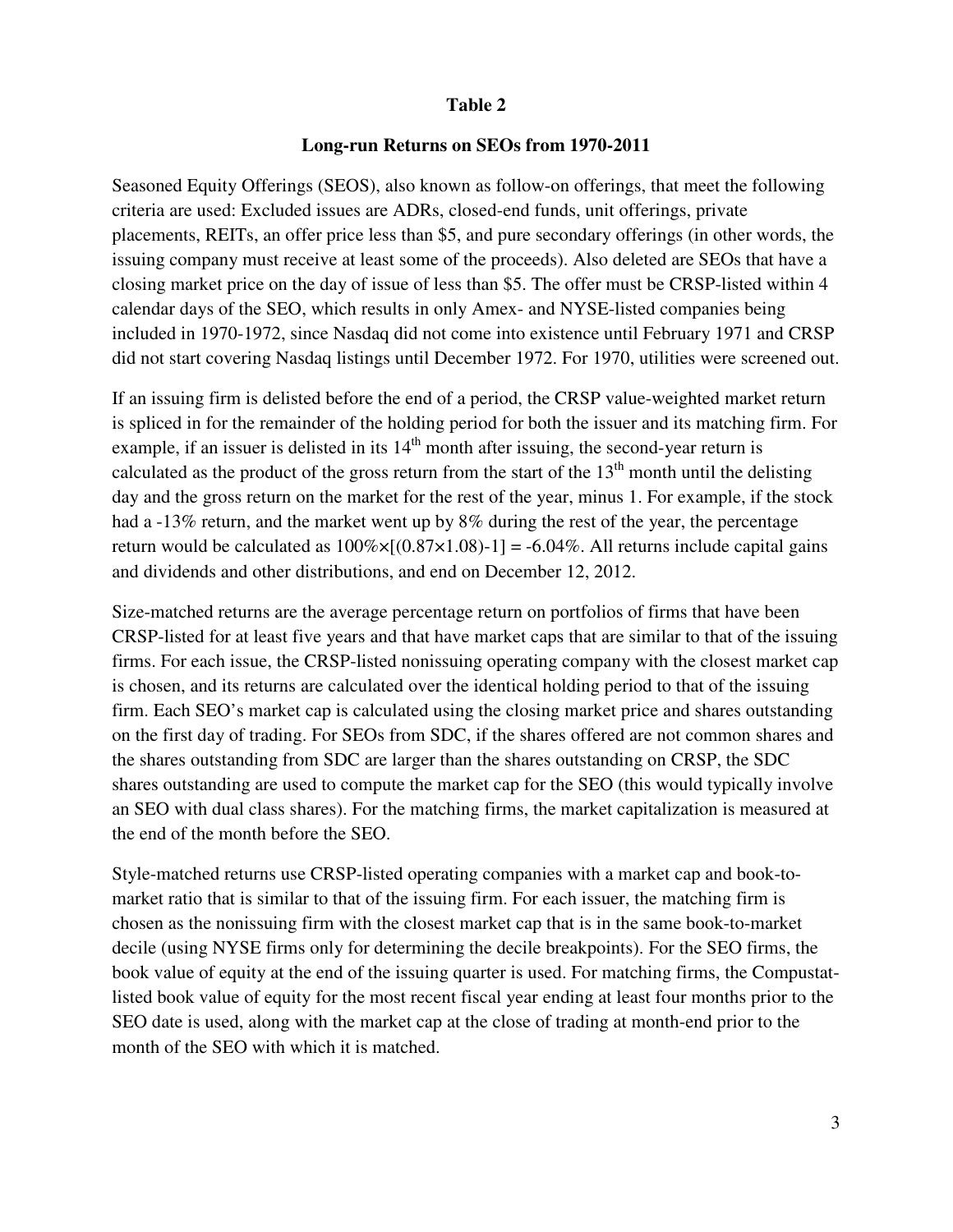# Table 2

## Long-run Returns on SEOs from 1970-2011

Seasoned Equity Offerings (SEOS), also known as follow-on offerings, that meet the following criteria are used: Excluded issues are ADRs, closed-end funds, unit offerings, private placements, REITs, an offer price less than \$5, and pure secondary offerings (in other words, the issuing company must receive at least some of the proceeds). Also deleted are SEOs that have a closing market price on the day of issue of less than \$5. The offer must be CRSP-listed within 4 calendar days of the SEO, which results in only Amex- and NYSE-listed companies being included in 1970-1972, since Nasdaq did not come into existence until February 1971 and CRSP did not start covering Nasdaq listings until December 1972. For 1970, utilities were screened out.

If an issuing firm is delisted before the end of a period, the CRSP value-weighted market return is spliced in for the remainder of the holding period for both the issuer and its matching firm. For example, if an issuer is delisted in its 14$^{th}$ month after issuing, the second-year return is calculated as the product of the gross return from the start of the 13$^{th}$ month until the delisting day and the gross return on the market for the rest of the year, minus 1. For example, if the stock had a -13% return, and the market went up by 8% during the rest of the year, the percentage return would be calculated as $100\% \times [(0.87 \times 1.08) - 1] = -6.04\%$. All returns include capital gains and dividends and other distributions, and end on December 12, 2012.

Size-matched returns are the average percentage return on portfolios of firms that have been CRSP-listed for at least five years and that have market caps that are similar to that of the issuing firms. For each issue, the CRSP-listed nonissuing operating company with the closest market cap is chosen, and its returns are calculated over the identical holding period to that of the issuing firm. Each SEO's market cap is calculated using the closing market price and shares outstanding on the first day of trading. For SEOs from SDC, if the shares offered are not common shares and the shares outstanding from SDC are larger than the shares outstanding on CRSP, the SDC shares outstanding are used to compute the market cap for the SEO (this would typically involve an SEO with dual class shares). For the matching firms, the market capitalization is measured at the end of the month before the SEO.

Style-matched returns use CRSP-listed operating companies with a market cap and book-to-market ratio that is similar to that of the issuing firm. For each issuer, the matching firm is chosen as the nonissuing firm with the closest market cap that is in the same book-to-market decile (using NYSE firms only for determining the decile breakpoints). For the SEO firms, the book value of equity at the end of the issuing quarter is used. For matching firms, the Compustat-listed book value of equity for the most recent fiscal year ending at least four months prior to the SEO date is used, along with the market cap at the close of trading at month-end prior to the month of the SEO with which it is matched.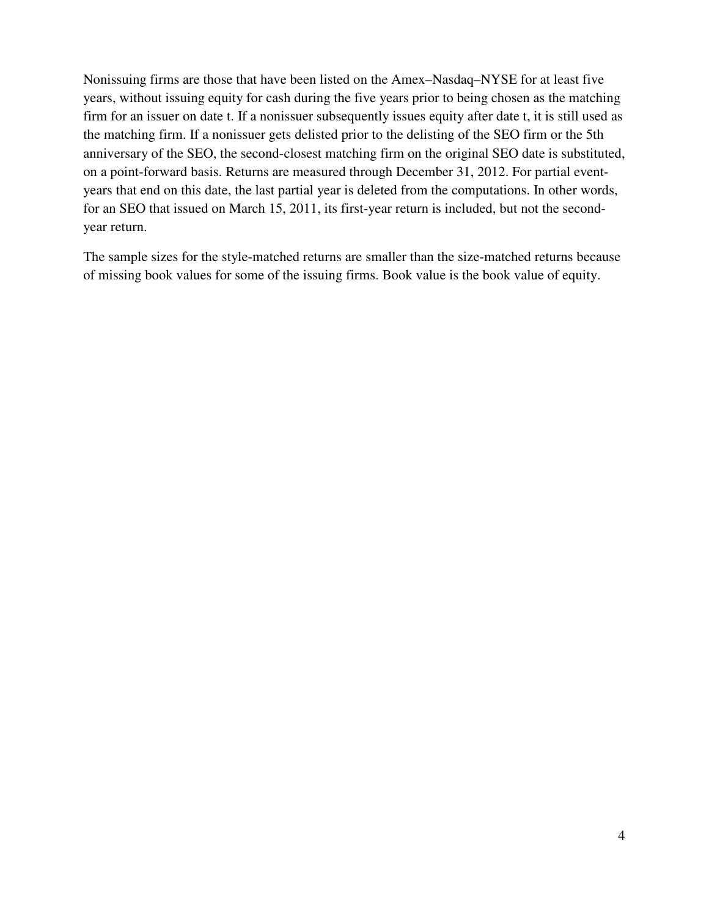Nonissuing firms are those that have been listed on the Amex–Nasdaq–NYSE for at least five years, without issuing equity for cash during the five years prior to being chosen as the matching firm for an issuer on date t. If a nonissuer subsequently issues equity after date t, it is still used as the matching firm. If a nonissuer gets delisted prior to the delisting of the SEO firm or the 5th anniversary of the SEO, the second-closest matching firm on the original SEO date is substituted, on a point-forward basis. Returns are measured through December 31, 2012. For partial event-years that end on this date, the last partial year is deleted from the computations. In other words, for an SEO that issued on March 15, 2011, its first-year return is included, but not the second-year return.

The sample sizes for the style-matched returns are smaller than the size-matched returns because of missing book values for some of the issuing firms. Book value is the book value of equity.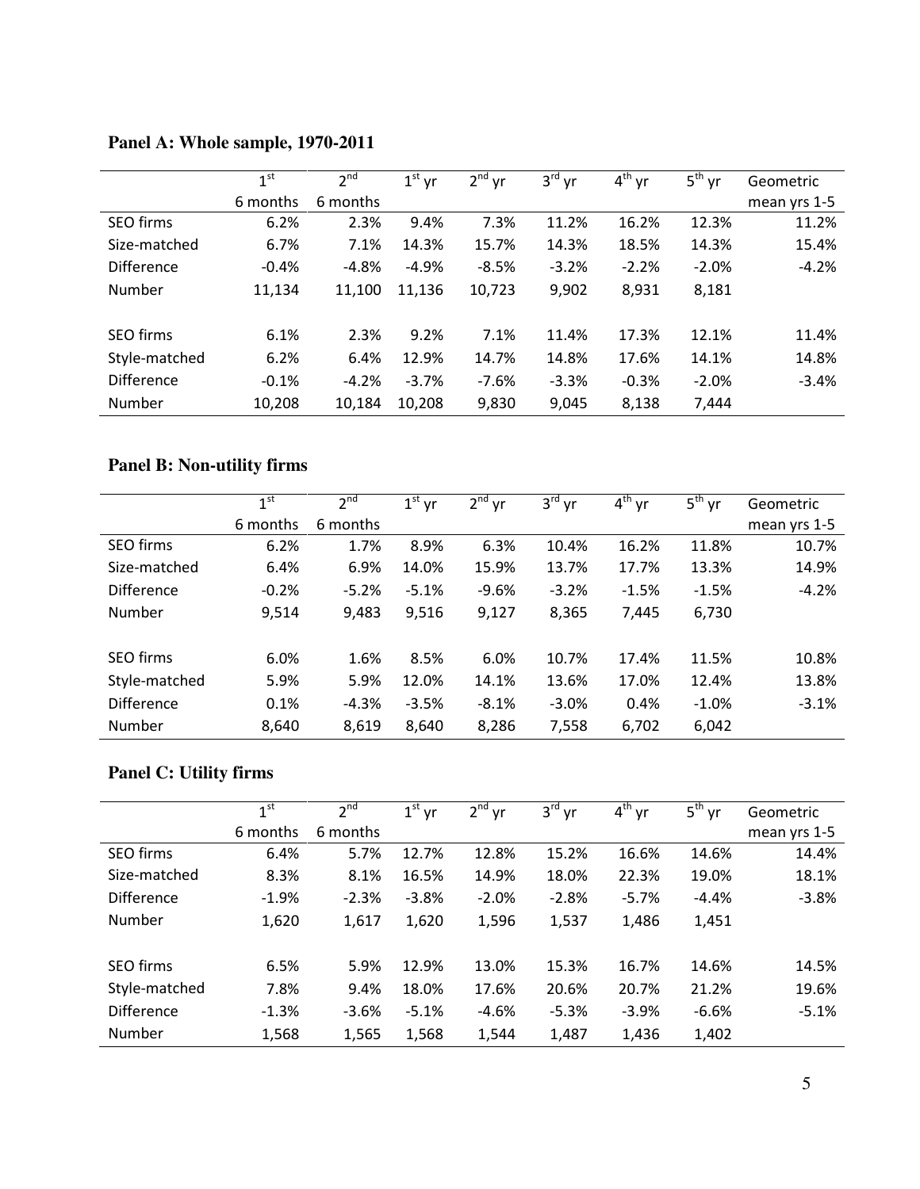**Panel A: Whole sample, 1970-2011**

| | 1st 6 months | 2nd 6 months | 1st yr | 2nd yr | 3rd yr | 4th yr | 5th yr | Geometric mean yrs 1-5 |
|---|---|---|---|---|---|---|---|---|
| SEO firms | 6.2% | 2.3% | 9.4% | 7.3% | 11.2% | 16.2% | 12.3% | 11.2% |
| Size-matched | 6.7% | 7.1% | 14.3% | 15.7% | 14.3% | 18.5% | 14.3% | 15.4% |
| Difference | -0.4% | -4.8% | -4.9% | -8.5% | -3.2% | -2.2% | -2.0% | -4.2% |
| Number | 11,134 | 11,100 | 11,136 | 10,723 | 9,902 | 8,931 | 8,181 | |
| | | | | | | | | |
| SEO firms | 6.1% | 2.3% | 9.2% | 7.1% | 11.4% | 17.3% | 12.1% | 11.4% |
| Style-matched | 6.2% | 6.4% | 12.9% | 14.7% | 14.8% | 17.6% | 14.1% | 14.8% |
| Difference | -0.1% | -4.2% | -3.7% | -7.6% | -3.3% | -0.3% | -2.0% | -3.4% |
| Number | 10,208 | 10,184 | 10,208 | 9,830 | 9,045 | 8,138 | 7,444 | |

**Panel B: Non-utility firms**

| | 1st 6 months | 2nd 6 months | 1st yr | 2nd yr | 3rd yr | 4th yr | 5th yr | Geometric mean yrs 1-5 |
|---|---|---|---|---|---|---|---|---|
| SEO firms | 6.2% | 1.7% | 8.9% | 6.3% | 10.4% | 16.2% | 11.8% | 10.7% |
| Size-matched | 6.4% | 6.9% | 14.0% | 15.9% | 13.7% | 17.7% | 13.3% | 14.9% |
| Difference | -0.2% | -5.2% | -5.1% | -9.6% | -3.2% | -1.5% | -1.5% | -4.2% |
| Number | 9,514 | 9,483 | 9,516 | 9,127 | 8,365 | 7,445 | 6,730 | |
| | | | | | | | | |
| SEO firms | 6.0% | 1.6% | 8.5% | 6.0% | 10.7% | 17.4% | 11.5% | 10.8% |
| Style-matched | 5.9% | 5.9% | 12.0% | 14.1% | 13.6% | 17.0% | 12.4% | 13.8% |
| Difference | 0.1% | -4.3% | -3.5% | -8.1% | -3.0% | 0.4% | -1.0% | -3.1% |
| Number | 8,640 | 8,619 | 8,640 | 8,286 | 7,558 | 6,702 | 6,042 | |

**Panel C: Utility firms**

| | 1st 6 months | 2nd 6 months | 1st yr | 2nd yr | 3rd yr | 4th yr | 5th yr | Geometric mean yrs 1-5 |
|---|---|---|---|---|---|---|---|---|
| SEO firms | 6.4% | 5.7% | 12.7% | 12.8% | 15.2% | 16.6% | 14.6% | 14.4% |
| Size-matched | 8.3% | 8.1% | 16.5% | 14.9% | 18.0% | 22.3% | 19.0% | 18.1% |
| Difference | -1.9% | -2.3% | -3.8% | -2.0% | -2.8% | -5.7% | -4.4% | -3.8% |
| Number | 1,620 | 1,617 | 1,620 | 1,596 | 1,537 | 1,486 | 1,451 | |
| | | | | | | | | |
| SEO firms | 6.5% | 5.9% | 12.9% | 13.0% | 15.3% | 16.7% | 14.6% | 14.5% |
| Style-matched | 7.8% | 9.4% | 18.0% | 17.6% | 20.6% | 20.7% | 21.2% | 19.6% |
| Difference | -1.3% | -3.6% | -5.1% | -4.6% | -5.3% | -3.9% | -6.6% | -5.1% |
| Number | 1,568 | 1,565 | 1,568 | 1,544 | 1,487 | 1,436 | 1,402 | |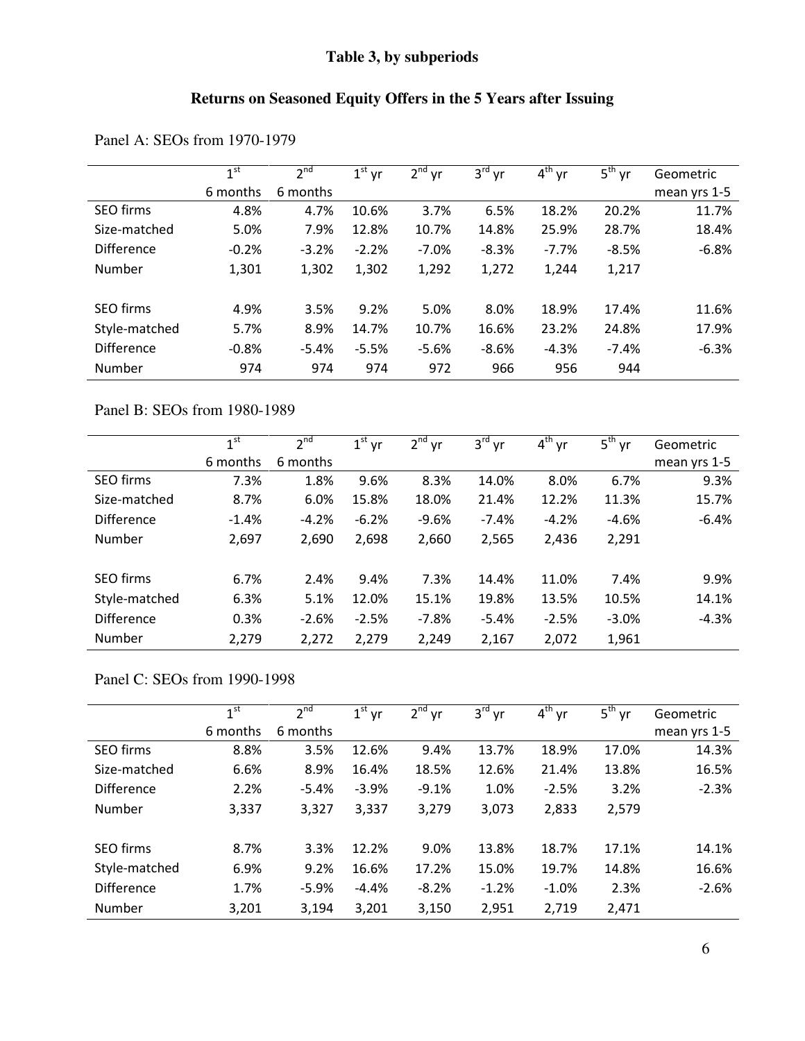**Table 3, by subperiods**

**Returns on Seasoned Equity Offers in the 5 Years after Issuing**

Panel A: SEOs from 1970-1979

| | 1st 6 months | 2nd 6 months | 1st yr | 2nd yr | 3rd yr | 4th yr | 5th yr | Geometric mean yrs 1-5 |
|---|---|---|---|---|---|---|---|---|
| SEO firms | 4.8% | 4.7% | 10.6% | 3.7% | 6.5% | 18.2% | 20.2% | 11.7% |
| Size-matched | 5.0% | 7.9% | 12.8% | 10.7% | 14.8% | 25.9% | 28.7% | 18.4% |
| Difference | -0.2% | -3.2% | -2.2% | -7.0% | -8.3% | -7.7% | -8.5% | -6.8% |
| Number | 1,301 | 1,302 | 1,302 | 1,292 | 1,272 | 1,244 | 1,217 | |
| | | | | | | | | |
| SEO firms | 4.9% | 3.5% | 9.2% | 5.0% | 8.0% | 18.9% | 17.4% | 11.6% |
| Style-matched | 5.7% | 8.9% | 14.7% | 10.7% | 16.6% | 23.2% | 24.8% | 17.9% |
| Difference | -0.8% | -5.4% | -5.5% | -5.6% | -8.6% | -4.3% | -7.4% | -6.3% |
| Number | 974 | 974 | 974 | 972 | 966 | 956 | 944 | |

Panel B: SEOs from 1980-1989

| | 1st 6 months | 2nd 6 months | 1st yr | 2nd yr | 3rd yr | 4th yr | 5th yr | Geometric mean yrs 1-5 |
|---|---|---|---|---|---|---|---|---|
| SEO firms | 7.3% | 1.8% | 9.6% | 8.3% | 14.0% | 8.0% | 6.7% | 9.3% |
| Size-matched | 8.7% | 6.0% | 15.8% | 18.0% | 21.4% | 12.2% | 11.3% | 15.7% |
| Difference | -1.4% | -4.2% | -6.2% | -9.6% | -7.4% | -4.2% | -4.6% | -6.4% |
| Number | 2,697 | 2,690 | 2,698 | 2,660 | 2,565 | 2,436 | 2,291 | |
| | | | | | | | | |
| SEO firms | 6.7% | 2.4% | 9.4% | 7.3% | 14.4% | 11.0% | 7.4% | 9.9% |
| Style-matched | 6.3% | 5.1% | 12.0% | 15.1% | 19.8% | 13.5% | 10.5% | 14.1% |
| Difference | 0.3% | -2.6% | -2.5% | -7.8% | -5.4% | -2.5% | -3.0% | -4.3% |
| Number | 2,279 | 2,272 | 2,279 | 2,249 | 2,167 | 2,072 | 1,961 | |

Panel C: SEOs from 1990-1998

| | 1st 6 months | 2nd 6 months | 1st yr | 2nd yr | 3rd yr | 4th yr | 5th yr | Geometric mean yrs 1-5 |
|---|---|---|---|---|---|---|---|---|
| SEO firms | 8.8% | 3.5% | 12.6% | 9.4% | 13.7% | 18.9% | 17.0% | 14.3% |
| Size-matched | 6.6% | 8.9% | 16.4% | 18.5% | 12.6% | 21.4% | 13.8% | 16.5% |
| Difference | 2.2% | -5.4% | -3.9% | -9.1% | 1.0% | -2.5% | 3.2% | -2.3% |
| Number | 3,337 | 3,327 | 3,337 | 3,279 | 3,073 | 2,833 | 2,579 | |
| | | | | | | | | |
| SEO firms | 8.7% | 3.3% | 12.2% | 9.0% | 13.8% | 18.7% | 17.1% | 14.1% |
| Style-matched | 6.9% | 9.2% | 16.6% | 17.2% | 15.0% | 19.7% | 14.8% | 16.6% |
| Difference | 1.7% | -5.9% | -4.4% | -8.2% | -1.2% | -1.0% | 2.3% | -2.6% |
| Number | 3,201 | 3,194 | 3,201 | 3,150 | 2,951 | 2,719 | 2,471 | |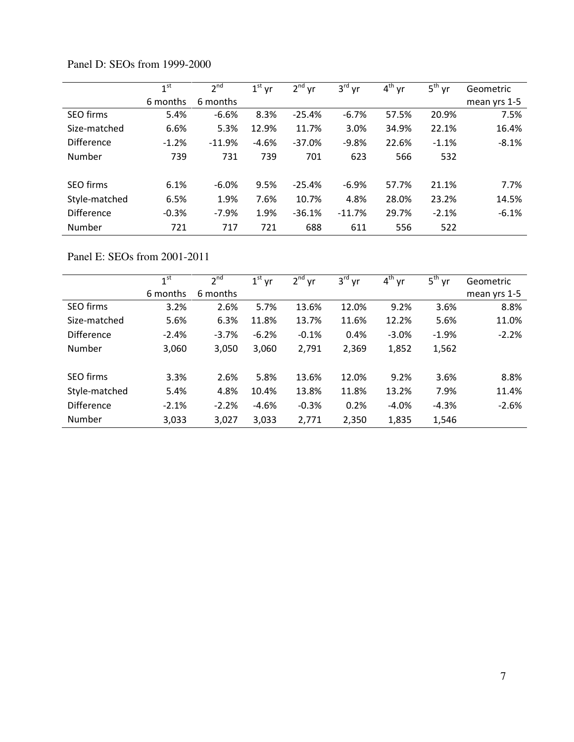Panel D: SEOs from 1999-2000

| | 1st 6 months | 2nd 6 months | 1st yr | 2nd yr | 3rd yr | 4th yr | 5th yr | Geometric mean yrs 1-5 |
|---|---|---|---|---|---|---|---|---|
| SEO firms | 5.4% | -6.6% | 8.3% | -25.4% | -6.7% | 57.5% | 20.9% | 7.5% |
| Size-matched | 6.6% | 5.3% | 12.9% | 11.7% | 3.0% | 34.9% | 22.1% | 16.4% |
| Difference | -1.2% | -11.9% | -4.6% | -37.0% | -9.8% | 22.6% | -1.1% | -8.1% |
| Number | 739 | 731 | 739 | 701 | 623 | 566 | 532 | |
| | | | | | | | | |
| SEO firms | 6.1% | -6.0% | 9.5% | -25.4% | -6.9% | 57.7% | 21.1% | 7.7% |
| Style-matched | 6.5% | 1.9% | 7.6% | 10.7% | 4.8% | 28.0% | 23.2% | 14.5% |
| Difference | -0.3% | -7.9% | 1.9% | -36.1% | -11.7% | 29.7% | -2.1% | -6.1% |
| Number | 721 | 717 | 721 | 688 | 611 | 556 | 522 | |

Panel E: SEOs from 2001-2011

| | 1st 6 months | 2nd 6 months | 1st yr | 2nd yr | 3rd yr | 4th yr | 5th yr | Geometric mean yrs 1-5 |
|---|---|---|---|---|---|---|---|---|
| SEO firms | 3.2% | 2.6% | 5.7% | 13.6% | 12.0% | 9.2% | 3.6% | 8.8% |
| Size-matched | 5.6% | 6.3% | 11.8% | 13.7% | 11.6% | 12.2% | 5.6% | 11.0% |
| Difference | -2.4% | -3.7% | -6.2% | -0.1% | 0.4% | -3.0% | -1.9% | -2.2% |
| Number | 3,060 | 3,050 | 3,060 | 2,791 | 2,369 | 1,852 | 1,562 | |
| | | | | | | | | |
| SEO firms | 3.3% | 2.6% | 5.8% | 13.6% | 12.0% | 9.2% | 3.6% | 8.8% |
| Style-matched | 5.4% | 4.8% | 10.4% | 13.8% | 11.8% | 13.2% | 7.9% | 11.4% |
| Difference | -2.1% | -2.2% | -4.6% | -0.3% | 0.2% | -4.0% | -4.3% | -2.6% |
| Number | 3,033 | 3,027 | 3,033 | 2,771 | 2,350 | 1,835 | 1,546 | |